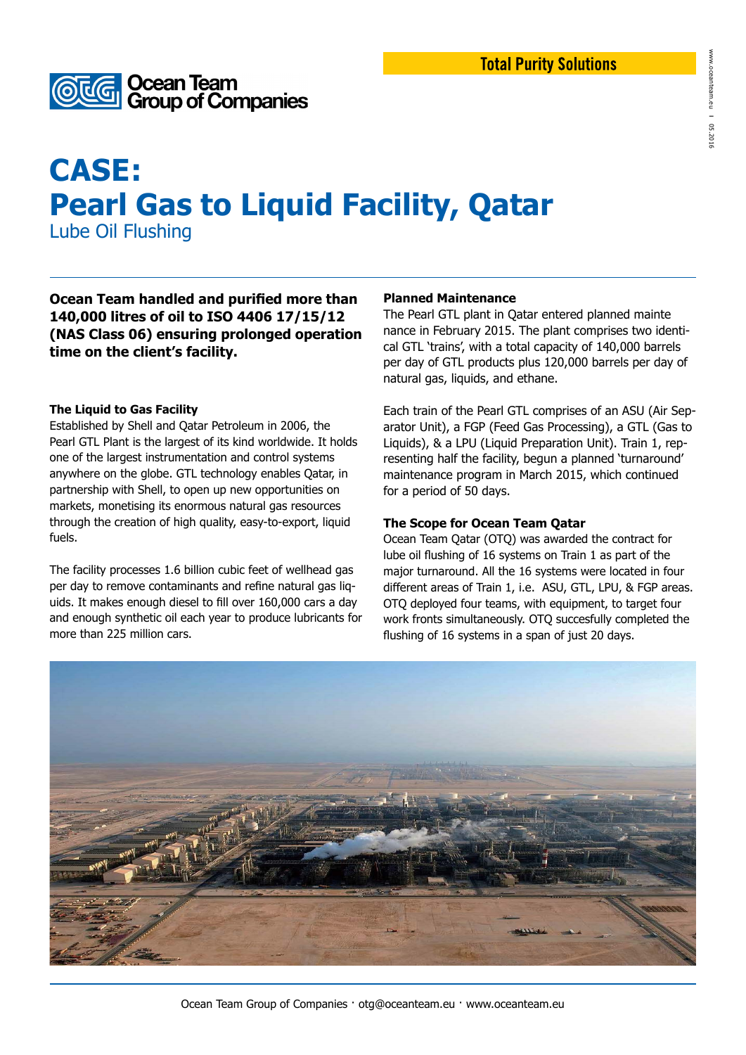Total Purity Solutions

Ocean Team Group of Companies

# CASE: Pearl Gas to Liquid Facility, Qatar

## Lube Oil Flushing

**Ocean Team handled and purified more than 140,000 litres of oil to ISO 4406 17/15/12 (NAS Class 06) ensuring prolonged operation time on the client's facility.**

### The Liquid to Gas Facility

Established by Shell and Qatar Petroleum in 2006, the Pearl GTL Plant is the largest of its kind worldwide. It holds one of the largest instrumentation and control systems anywhere on the globe. GTL technology enables Qatar, in partnership with Shell, to open up new opportunities on markets, monetising its enormous natural gas resources through the creation of high quality, easy-to-export, liquid fuels.

The facility processes 1.6 billion cubic feet of wellhead gas per day to remove contaminants and refine natural gas liquids. It makes enough diesel to fill over 160,000 cars a day and enough synthetic oil each year to produce lubricants for more than 225 million cars.

### Planned Maintenance

The Pearl GTL plant in Qatar entered planned maintenance in February 2015. The plant comprises two identical GTL 'trains', with a total capacity of 140,000 barrels per day of GTL products plus 120,000 barrels per day of natural gas, liquids, and ethane.

Each train of the Pearl GTL comprises of an ASU (Air Separator Unit), a FGP (Feed Gas Processing), a GTL (Gas to Liquids), & a LPU (Liquid Preparation Unit). Train 1, representing half the facility, begun a planned 'turnaround' maintenance program in March 2015, which continued for a period of 50 days.

### The Scope for Ocean Team Qatar

Ocean Team Qatar (OTQ) was awarded the contract for lube oil flushing of 16 systems on Train 1 as part of the major turnaround. All the 16 systems were located in four different areas of Train 1, i.e. ASU, GTL, LPU, & FGP areas. OTQ deployed four teams, with equipment, to target four work fronts simultaneously. OTQ succesfully completed the flushing of 16 systems in a span of just 20 days.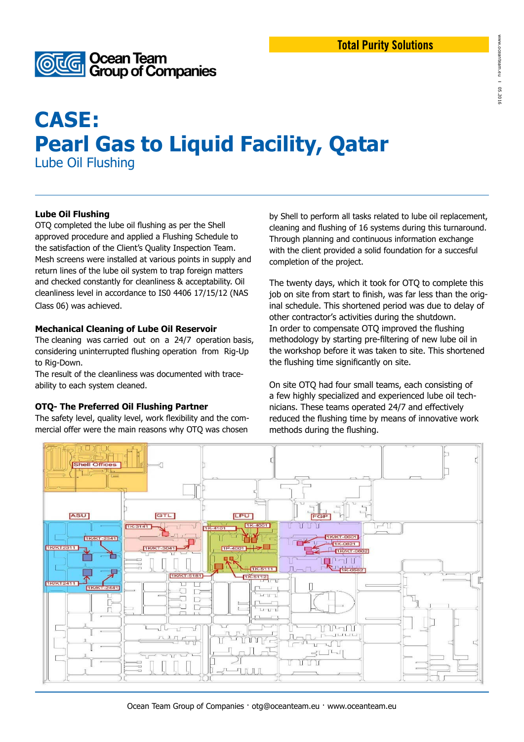Total Purity Solutions

Ocean Team Group of Companies

# CASE: Pearl Gas to Liquid Facility, Qatar

## Lube Oil Flushing

### Lube Oil Flushing

OTQ completed the lube oil flushing as per the Shell approved procedure and applied a Flushing Schedule to the satisfaction of the Client's Quality Inspection Team. Mesh screens were installed at various points in supply and return lines of the lube oil system to trap foreign matters and checked constantly for cleanliness & acceptability. Oil cleanliness level in accordance to IS0 4406 17/15/12 (NAS Class 06) was achieved.

### Mechanical Cleaning of Lube Oil Reservoir

The cleaning was carried out on a 24/7 operation basis, considering uninterrupted flushing operation from Rig-Up to Rig-Down.
The result of the cleanliness was documented with traceability to each system cleaned.

### OTQ- The Preferred Oil Flushing Partner

The safety level, quality level, work flexibility and the commercial offer were the main reasons why OTQ was chosen by Shell to perform all tasks related to lube oil replacement, cleaning and flushing of 16 systems during this turnaround. Through planning and continuous information exchange with the client provided a solid foundation for a succesful completion of the project.

The twenty days, which it took for OTQ to complete this job on site from start to finish, was far less than the original schedule. This shortened period was due to delay of other contractor's activities during the shutdown.
In order to compensate OTQ improved the flushing methodology by starting pre-filtering of new lube oil in the workshop before it was taken to site. This shortened the flushing time significantly on site.

On site OTQ had four small teams, each consisting of a few highly specialized and experienced lube oil technicians. These teams operated 24/7 and effectively reduced the flushing time by means of innovative work methods during the flushing.

Shell Offices
ASU
GTL
LPU
FGP
1K/KT-2341
1K/KT2311
1K/KT2411
1K/KT-2441
1K-3141
1K/KT-3041
1K/KT-5181
1K-4101
1K-4001
1P-4001
1K-5111
1K-5112
1K/KT-0601
1K-0621
1K/KT-0602
1K-0562

Ocean Team Group of Companies · otg@oceanteam.eu · www.oceanteam.eu